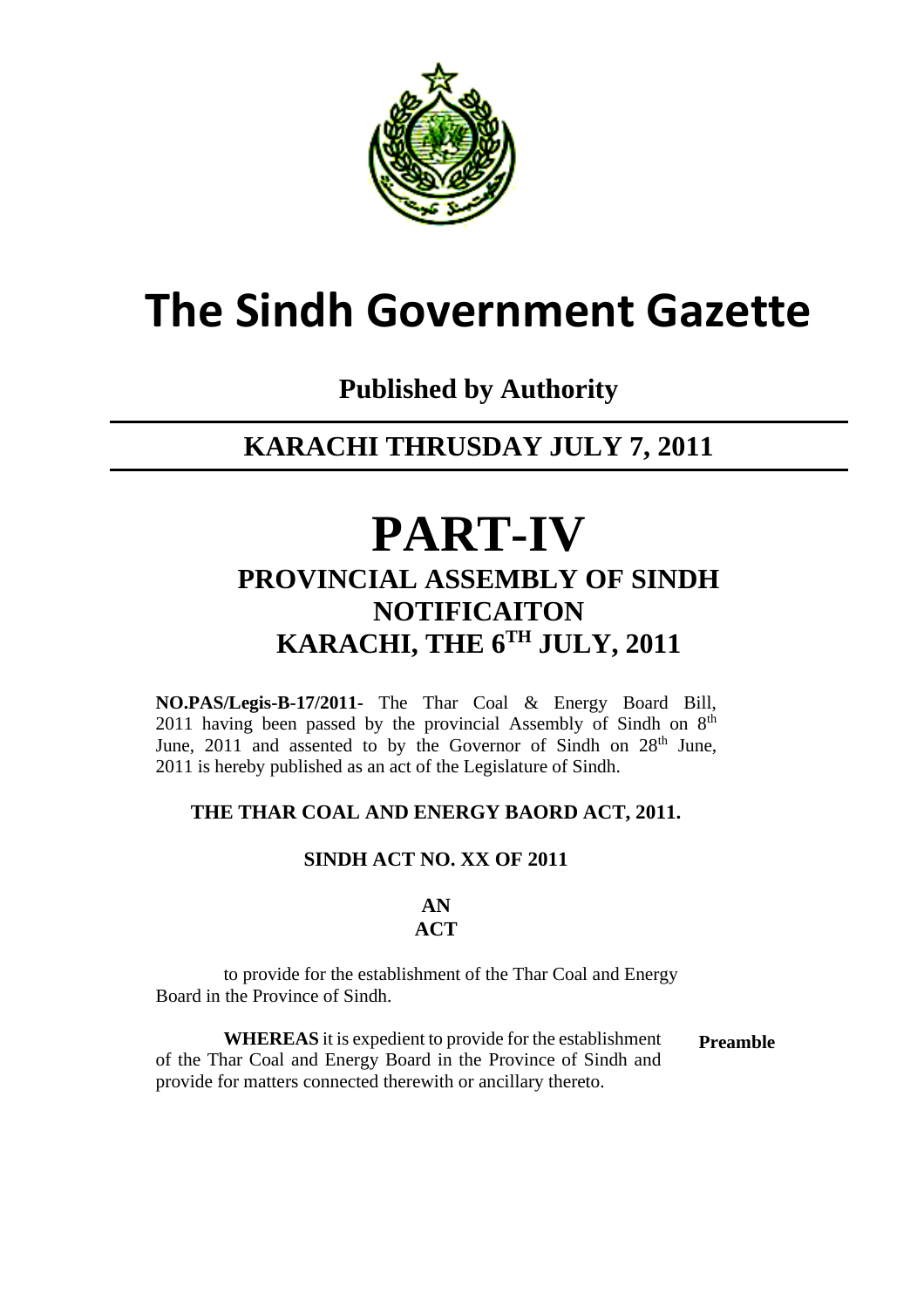# The Sindh Government Gazette

**Published by Authority**

## KARACHI THRUSDAY JULY 7, 2011

# PART-IV

## PROVINCIAL ASSEMBLY OF SINDH
## NOTIFICAITON
## KARACHI, THE 6TH JULY, 2011

**NO.PAS/Legis-B-17/2011-** The Thar Coal & Energy Board Bill, 2011 having been passed by the provincial Assembly of Sindh on 8th June, 2011 and assented to by the Governor of Sindh on 28th June, 2011 is hereby published as an act of the Legislature of Sindh.

**THE THAR COAL AND ENERGY BAORD ACT, 2011.**

**SINDH ACT NO. XX OF 2011**

**AN**
**ACT**

to provide for the establishment of the Thar Coal and Energy Board in the Province of Sindh.

**WHEREAS** it is expedient to provide for the establishment of the Thar Coal and Energy Board in the Province of Sindh and provide for matters connected therewith or ancillary thereto. **Preamble**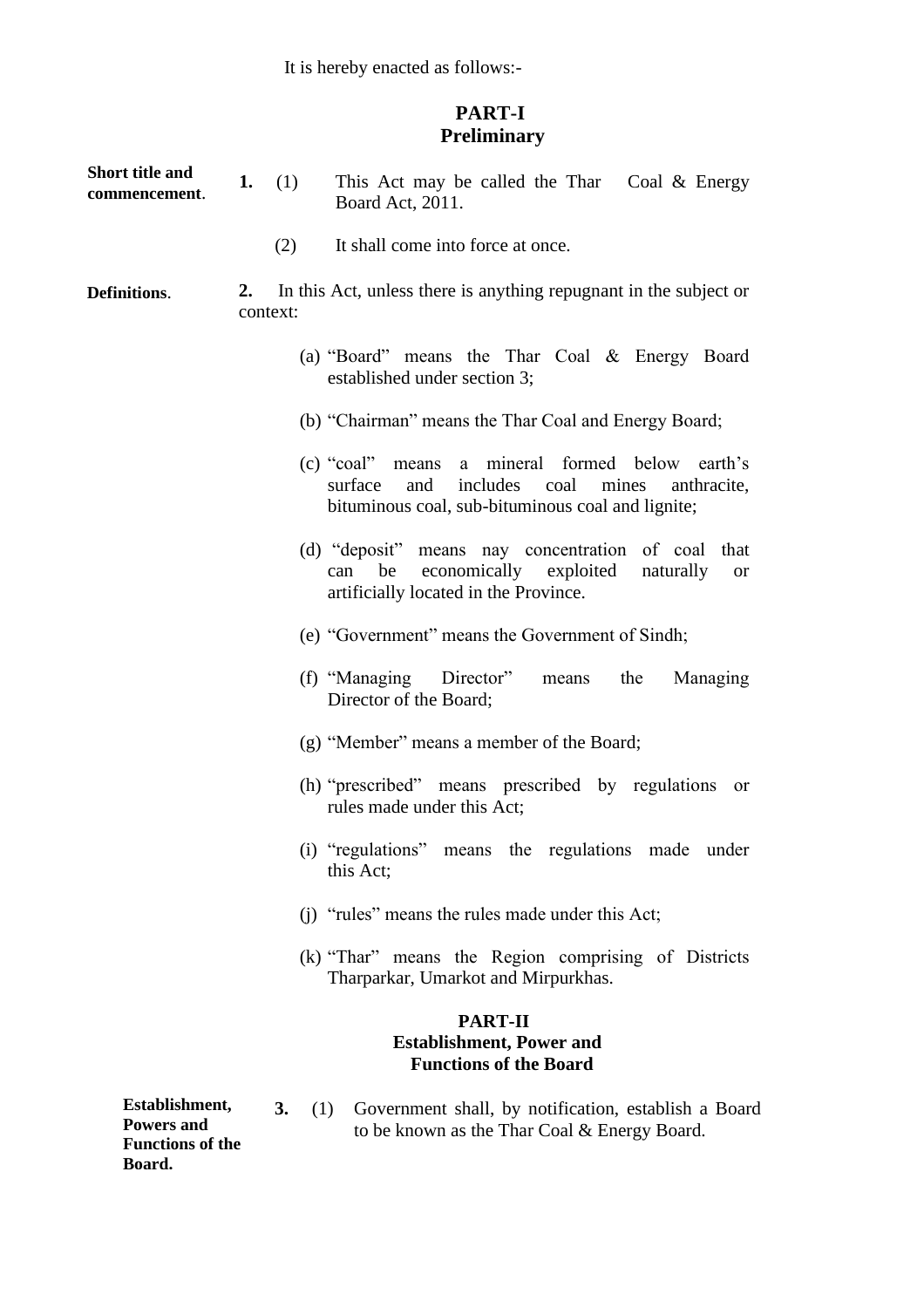It is hereby enacted as follows:-

## PART-I
## Preliminary

**Short title and commencement.**

**1.** (1) This Act may be called the Thar Coal & Energy Board Act, 2011.

(2) It shall come into force at once.

**Definitions.**

**2.** In this Act, unless there is anything repugnant in the subject or context:

(a) "Board" means the Thar Coal & Energy Board established under section 3;

(b) "Chairman" means the Thar Coal and Energy Board;

(c) "coal" means a mineral formed below earth's surface and includes coal mines anthracite, bituminous coal, sub-bituminous coal and lignite;

(d) "deposit" means nay concentration of coal that can be economically exploited naturally or artificially located in the Province.

(e) "Government" means the Government of Sindh;

(f) "Managing Director" means the Managing Director of the Board;

(g) "Member" means a member of the Board;

(h) "prescribed" means prescribed by regulations or rules made under this Act;

(i) "regulations" means the regulations made under this Act;

(j) "rules" means the rules made under this Act;

(k) "Thar" means the Region comprising of Districts Tharparkar, Umarkot and Mirpurkhas.

## PART-II
## Establishment, Power and Functions of the Board

**Establishment, Powers and Functions of the Board.**

**3.** (1) Government shall, by notification, establish a Board to be known as the Thar Coal & Energy Board.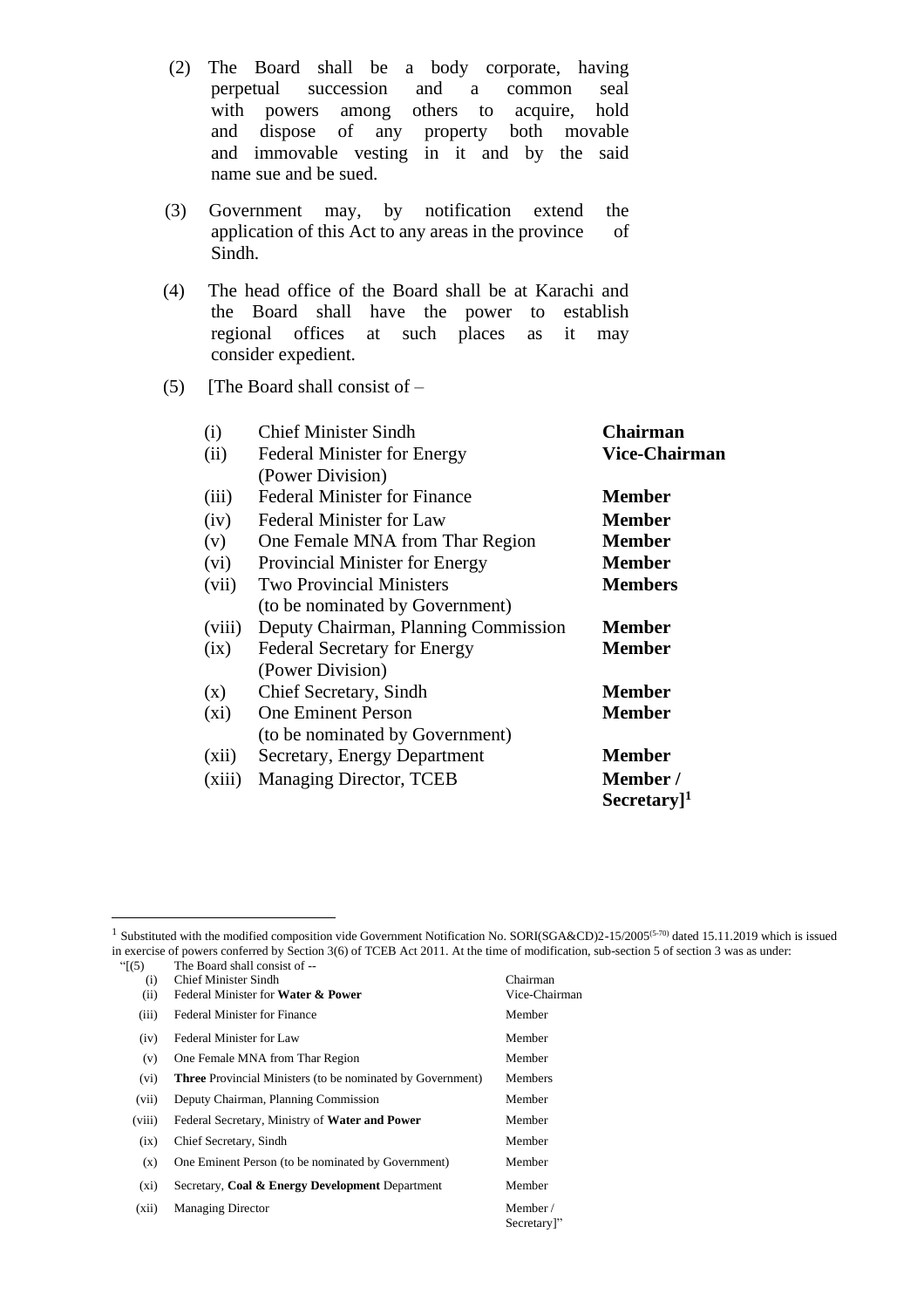(2) The Board shall be a body corporate, having perpetual succession and a common seal with powers among others to acquire, hold and dispose of any property both movable and immovable vesting in it and by the said name sue and be sued.

(3) Government may, by notification extend the application of this Act to any areas in the province of Sindh.

(4) The head office of the Board shall be at Karachi and the Board shall have the power to establish regional offices at such places as it may consider expedient.

(5) [The Board shall consist of –

| | | |
|---|---|---|
| (i) | Chief Minister Sindh | **Chairman** |
| (ii) | Federal Minister for Energy (Power Division) | **Vice-Chairman** |
| (iii) | Federal Minister for Finance | **Member** |
| (iv) | Federal Minister for Law | **Member** |
| (v) | One Female MNA from Thar Region | **Member** |
| (vi) | Provincial Minister for Energy | **Member** |
| (vii) | Two Provincial Ministers (to be nominated by Government) | **Members** |
| (viii) | Deputy Chairman, Planning Commission | **Member** |
| (ix) | Federal Secretary for Energy (Power Division) | **Member** |
| (x) | Chief Secretary, Sindh | **Member** |
| (xi) | One Eminent Person (to be nominated by Government) | **Member** |
| (xii) | Secretary, Energy Department | **Member** |
| (xiii) | Managing Director, TCEB | **Member / Secretary]**[1] |

---

[1] Substituted with the modified composition vide Government Notification No. SORI(SGA&CD)2-15/2005[(5-70)] dated 15.11.2019 which is issued in exercise of powers conferred by Section 3(6) of TCEB Act 2011. At the time of modification, sub-section 5 of section 3 was as under:

"[(5) The Board shall consist of --

| | | |
|---|---|---|
| (i) | Chief Minister Sindh | Chairman |
| (ii) | Federal Minister for **Water & Power** | Vice-Chairman |
| (iii) | Federal Minister for Finance | Member |
| (iv) | Federal Minister for Law | Member |
| (v) | One Female MNA from Thar Region | Member |
| (vi) | **Three** Provincial Ministers (to be nominated by Government) | Members |
| (vii) | Deputy Chairman, Planning Commission | Member |
| (viii) | Federal Secretary, Ministry of **Water and Power** | Member |
| (ix) | Chief Secretary, Sindh | Member |
| (x) | One Eminent Person (to be nominated by Government) | Member |
| (xi) | Secretary, **Coal & Energy Development** Department | Member |
| (xii) | Managing Director | Member / Secretary]" |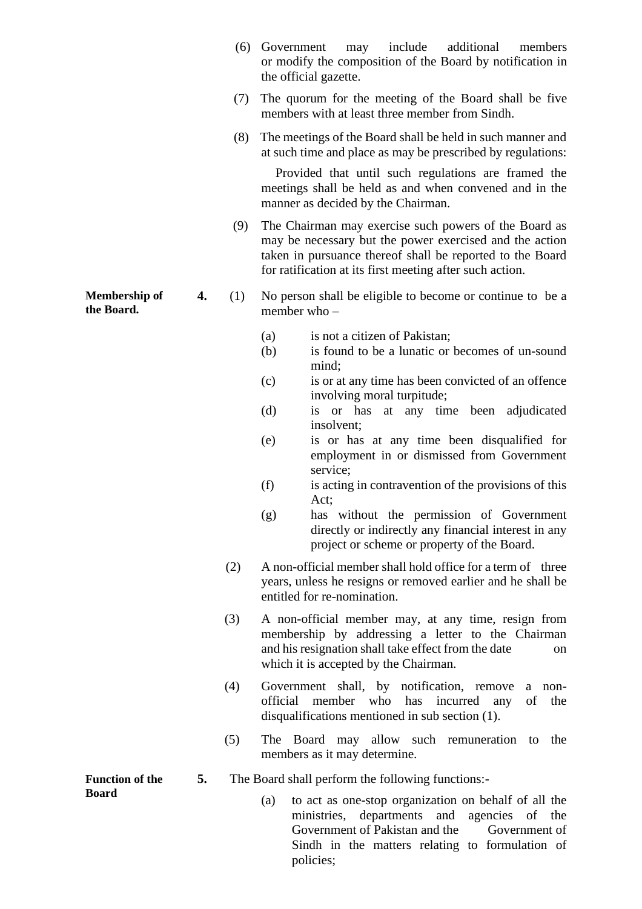(6) Government may include additional members or modify the composition of the Board by notification in the official gazette.

(7) The quorum for the meeting of the Board shall be five members with at least three member from Sindh.

(8) The meetings of the Board shall be held in such manner and at such time and place as may be prescribed by regulations:

Provided that until such regulations are framed the meetings shall be held as and when convened and in the manner as decided by the Chairman.

(9) The Chairman may exercise such powers of the Board as may be necessary but the power exercised and the action taken in pursuance thereof shall be reported to the Board for ratification at its first meeting after such action.

**Membership of the Board.**

**4.** (1) No person shall be eligible to become or continue to be a member who –

(a) is not a citizen of Pakistan;
(b) is found to be a lunatic or becomes of un-sound mind;
(c) is or at any time has been convicted of an offence involving moral turpitude;
(d) is or has at any time been adjudicated insolvent;
(e) is or has at any time been disqualified for employment in or dismissed from Government service;
(f) is acting in contravention of the provisions of this Act;
(g) has without the permission of Government directly or indirectly any financial interest in any project or scheme or property of the Board.

(2) A non-official member shall hold office for a term of three years, unless he resigns or removed earlier and he shall be entitled for re-nomination.

(3) A non-official member may, at any time, resign from membership by addressing a letter to the Chairman and his resignation shall take effect from the date on which it is accepted by the Chairman.

(4) Government shall, by notification, remove a non-official member who has incurred any of the disqualifications mentioned in sub section (1).

(5) The Board may allow such remuneration to the members as it may determine.

**Function of the Board**

**5.** The Board shall perform the following functions:-

(a) to act as one-stop organization on behalf of all the ministries, departments and agencies of the Government of Pakistan and the Government of Sindh in the matters relating to formulation of policies;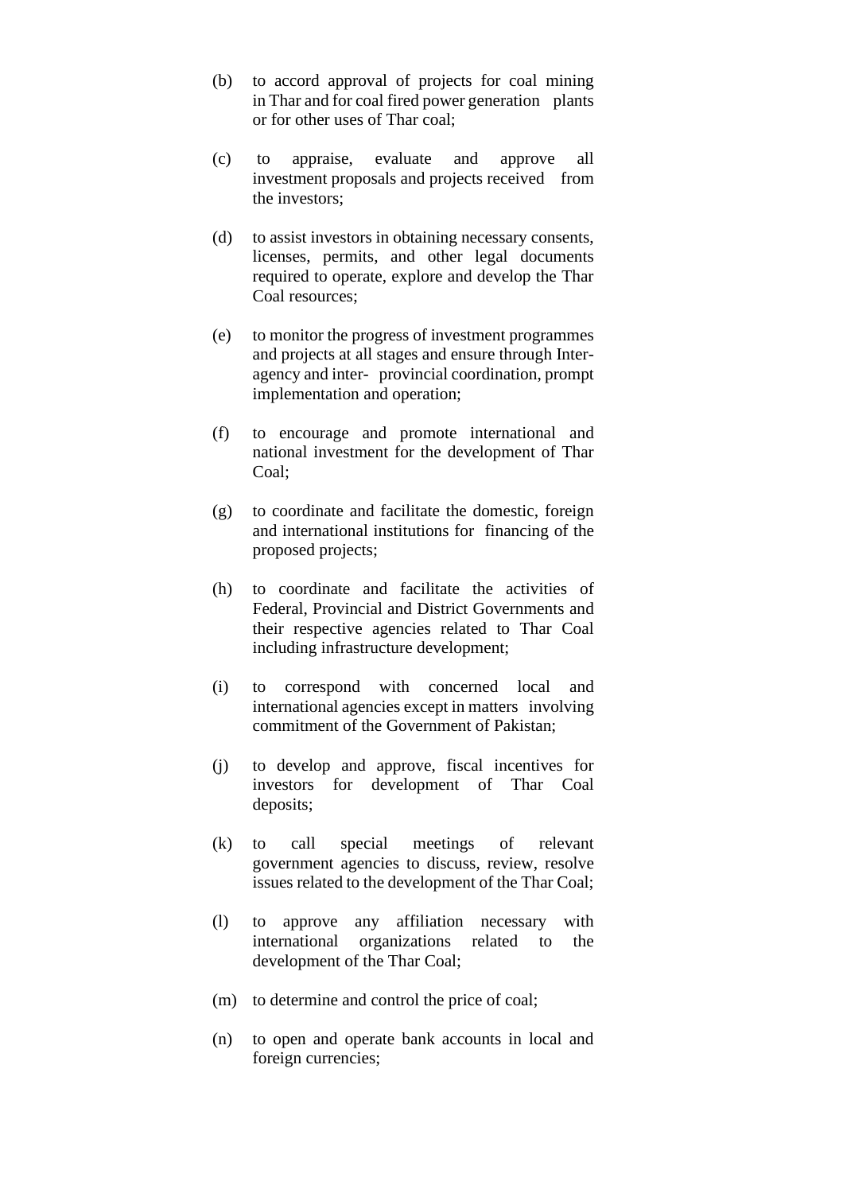(b) to accord approval of projects for coal mining in Thar and for coal fired power generation plants or for other uses of Thar coal;

(c) to appraise, evaluate and approve all investment proposals and projects received from the investors;

(d) to assist investors in obtaining necessary consents, licenses, permits, and other legal documents required to operate, explore and develop the Thar Coal resources;

(e) to monitor the progress of investment programmes and projects at all stages and ensure through Inter-agency and inter- provincial coordination, prompt implementation and operation;

(f) to encourage and promote international and national investment for the development of Thar Coal;

(g) to coordinate and facilitate the domestic, foreign and international institutions for financing of the proposed projects;

(h) to coordinate and facilitate the activities of Federal, Provincial and District Governments and their respective agencies related to Thar Coal including infrastructure development;

(i) to correspond with concerned local and international agencies except in matters involving commitment of the Government of Pakistan;

(j) to develop and approve, fiscal incentives for investors for development of Thar Coal deposits;

(k) to call special meetings of relevant government agencies to discuss, review, resolve issues related to the development of the Thar Coal;

(l) to approve any affiliation necessary with international organizations related to the development of the Thar Coal;

(m) to determine and control the price of coal;

(n) to open and operate bank accounts in local and foreign currencies;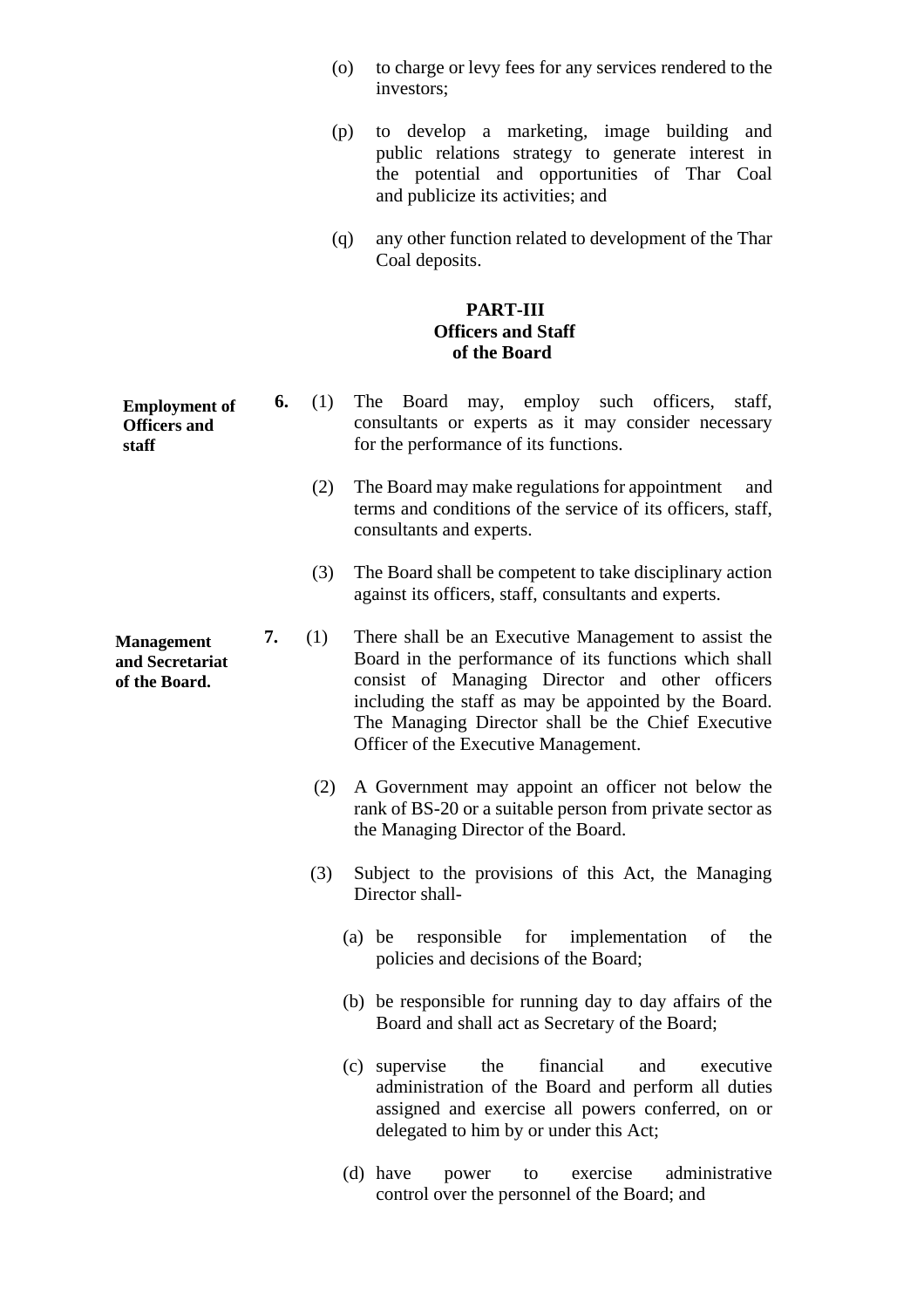(o) to charge or levy fees for any services rendered to the investors;

(p) to develop a marketing, image building and public relations strategy to generate interest in the potential and opportunities of Thar Coal and publicize its activities; and

(q) any other function related to development of the Thar Coal deposits.

## PART-III
## Officers and Staff of the Board

**Employment of Officers and staff**

**6.** (1) The Board may, employ such officers, staff, consultants or experts as it may consider necessary for the performance of its functions.

(2) The Board may make regulations for appointment and terms and conditions of the service of its officers, staff, consultants and experts.

(3) The Board shall be competent to take disciplinary action against its officers, staff, consultants and experts.

**Management and Secretariat of the Board.**

**7.** (1) There shall be an Executive Management to assist the Board in the performance of its functions which shall consist of Managing Director and other officers including the staff as may be appointed by the Board. The Managing Director shall be the Chief Executive Officer of the Executive Management.

(2) A Government may appoint an officer not below the rank of BS-20 or a suitable person from private sector as the Managing Director of the Board.

(3) Subject to the provisions of this Act, the Managing Director shall-

(a) be responsible for implementation of the policies and decisions of the Board;

(b) be responsible for running day to day affairs of the Board and shall act as Secretary of the Board;

(c) supervise the financial and executive administration of the Board and perform all duties assigned and exercise all powers conferred, on or delegated to him by or under this Act;

(d) have power to exercise administrative control over the personnel of the Board; and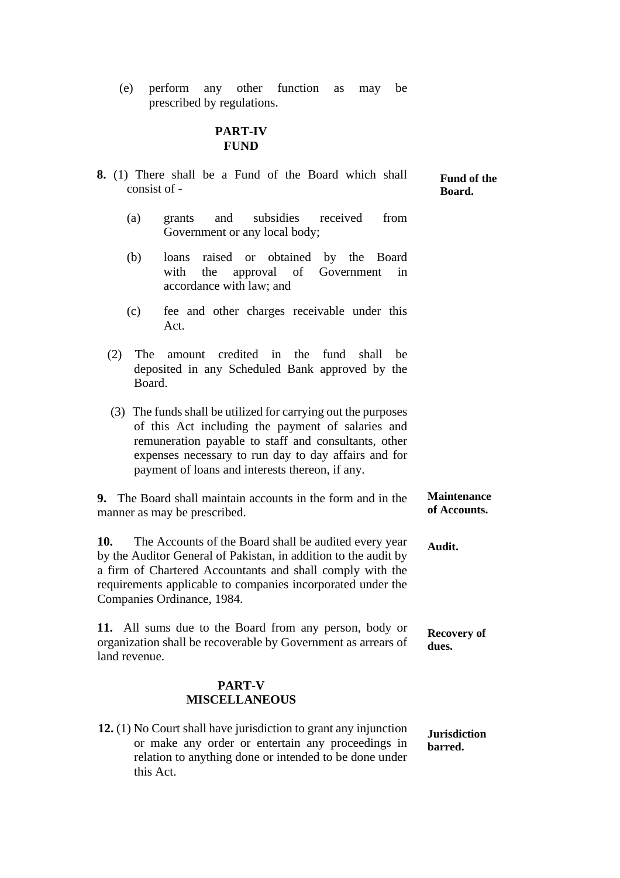(e) perform any other function as may be prescribed by regulations.

## PART-IV
## FUND

**8.** (1) There shall be a Fund of the Board which shall consist of - **Fund of the Board.**

(a) grants and subsidies received from Government or any local body;

(b) loans raised or obtained by the Board with the approval of Government in accordance with law; and

(c) fee and other charges receivable under this Act.

(2) The amount credited in the fund shall be deposited in any Scheduled Bank approved by the Board.

(3) The funds shall be utilized for carrying out the purposes of this Act including the payment of salaries and remuneration payable to staff and consultants, other expenses necessary to run day to day affairs and for payment of loans and interests thereon, if any.

**9.** The Board shall maintain accounts in the form and in the manner as may be prescribed. **Maintenance of Accounts.**

**10.** The Accounts of the Board shall be audited every year by the Auditor General of Pakistan, in addition to the audit by a firm of Chartered Accountants and shall comply with the requirements applicable to companies incorporated under the Companies Ordinance, 1984. **Audit.**

**11.** All sums due to the Board from any person, body or organization shall be recoverable by Government as arrears of land revenue. **Recovery of dues.**

## PART-V
## MISCELLANEOUS

**12.** (1) No Court shall have jurisdiction to grant any injunction or make any order or entertain any proceedings in relation to anything done or intended to be done under this Act. **Jurisdiction barred.**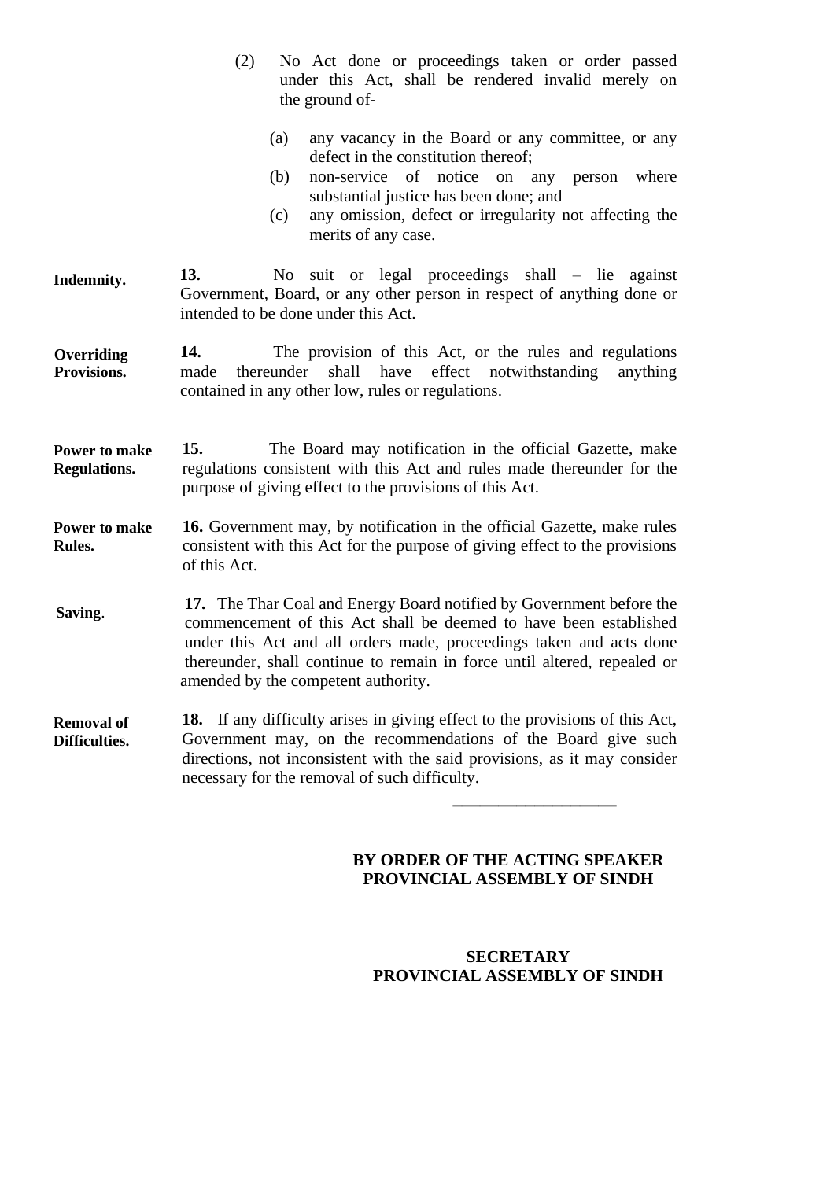(2) No Act done or proceedings taken or order passed under this Act, shall be rendered invalid merely on the ground of-

(a) any vacancy in the Board or any committee, or any defect in the constitution thereof;

(b) non-service of notice on any person where substantial justice has been done; and

(c) any omission, defect or irregularity not affecting the merits of any case.

**Indemnity.**

**13.** No suit or legal proceedings shall – lie against Government, Board, or any other person in respect of anything done or intended to be done under this Act.

**Overriding Provisions.**

**14.** The provision of this Act, or the rules and regulations made thereunder shall have effect notwithstanding anything contained in any other low, rules or regulations.

**Power to make Regulations.**

**15.** The Board may notification in the official Gazette, make regulations consistent with this Act and rules made thereunder for the purpose of giving effect to the provisions of this Act.

**Power to make Rules.**

**16.** Government may, by notification in the official Gazette, make rules consistent with this Act for the purpose of giving effect to the provisions of this Act.

**Saving.**

**17.** The Thar Coal and Energy Board notified by Government before the commencement of this Act shall be deemed to have been established under this Act and all orders made, proceedings taken and acts done thereunder, shall continue to remain in force until altered, repealed or amended by the competent authority.

**Removal of Difficulties.**

**18.** If any difficulty arises in giving effect to the provisions of this Act, Government may, on the recommendations of the Board give such directions, not inconsistent with the said provisions, as it may consider necessary for the removal of such difficulty.

---

**BY ORDER OF THE ACTING SPEAKER**
**PROVINCIAL ASSEMBLY OF SINDH**

**SECRETARY**
**PROVINCIAL ASSEMBLY OF SINDH**